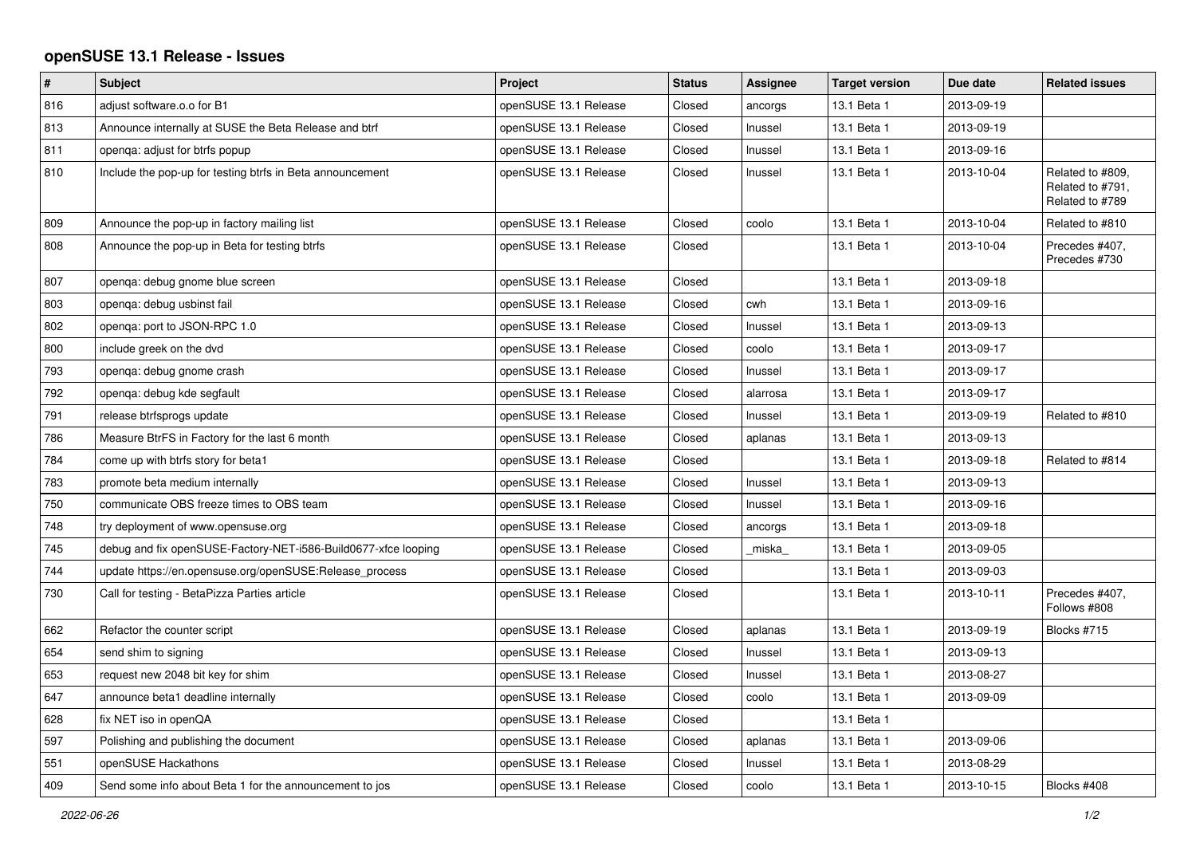## openSUSE 13.1 Release - Issues

| # | Subject | Project | Status | Assignee | Target version | Due date | Related issues |
|---|---|---|---|---|---|---|---|
| 816 | adjust software.o.o for B1 | openSUSE 13.1 Release | Closed | ancorgs | 13.1 Beta 1 | 2013-09-19 | |
| 813 | Announce internally at SUSE the Beta Release and btrf | openSUSE 13.1 Release | Closed | lnussel | 13.1 Beta 1 | 2013-09-19 | |
| 811 | openqa: adjust for btrfs popup | openSUSE 13.1 Release | Closed | lnussel | 13.1 Beta 1 | 2013-09-16 | |
| 810 | Include the pop-up for testing btrfs in Beta announcement | openSUSE 13.1 Release | Closed | lnussel | 13.1 Beta 1 | 2013-10-04 | Related to #809, Related to #791, Related to #789 |
| 809 | Announce the pop-up in factory mailing list | openSUSE 13.1 Release | Closed | coolo | 13.1 Beta 1 | 2013-10-04 | Related to #810 |
| 808 | Announce the pop-up in Beta for testing btrfs | openSUSE 13.1 Release | Closed | | 13.1 Beta 1 | 2013-10-04 | Precedes #407, Precedes #730 |
| 807 | openqa: debug gnome blue screen | openSUSE 13.1 Release | Closed | | 13.1 Beta 1 | 2013-09-18 | |
| 803 | openqa: debug usbinst fail | openSUSE 13.1 Release | Closed | cwh | 13.1 Beta 1 | 2013-09-16 | |
| 802 | openqa: port to JSON-RPC 1.0 | openSUSE 13.1 Release | Closed | lnussel | 13.1 Beta 1 | 2013-09-13 | |
| 800 | include greek on the dvd | openSUSE 13.1 Release | Closed | coolo | 13.1 Beta 1 | 2013-09-17 | |
| 793 | openqa: debug gnome crash | openSUSE 13.1 Release | Closed | lnussel | 13.1 Beta 1 | 2013-09-17 | |
| 792 | openqa: debug kde segfault | openSUSE 13.1 Release | Closed | alarrosa | 13.1 Beta 1 | 2013-09-17 | |
| 791 | release btrfsprogs update | openSUSE 13.1 Release | Closed | lnussel | 13.1 Beta 1 | 2013-09-19 | Related to #810 |
| 786 | Measure BtrFS in Factory for the last 6 month | openSUSE 13.1 Release | Closed | aplanas | 13.1 Beta 1 | 2013-09-13 | |
| 784 | come up with btrfs story for beta1 | openSUSE 13.1 Release | Closed | | 13.1 Beta 1 | 2013-09-18 | Related to #814 |
| 783 | promote beta medium internally | openSUSE 13.1 Release | Closed | lnussel | 13.1 Beta 1 | 2013-09-13 | |
| 750 | communicate OBS freeze times to OBS team | openSUSE 13.1 Release | Closed | lnussel | 13.1 Beta 1 | 2013-09-16 | |
| 748 | try deployment of www.opensuse.org | openSUSE 13.1 Release | Closed | ancorgs | 13.1 Beta 1 | 2013-09-18 | |
| 745 | debug and fix openSUSE-Factory-NET-i586-Build0677-xfce looping | openSUSE 13.1 Release | Closed | _miska_ | 13.1 Beta 1 | 2013-09-05 | |
| 744 | update https://en.opensuse.org/openSUSE:Release_process | openSUSE 13.1 Release | Closed | | 13.1 Beta 1 | 2013-09-03 | |
| 730 | Call for testing - BetaPizza Parties article | openSUSE 13.1 Release | Closed | | 13.1 Beta 1 | 2013-10-11 | Precedes #407, Follows #808 |
| 662 | Refactor the counter script | openSUSE 13.1 Release | Closed | aplanas | 13.1 Beta 1 | 2013-09-19 | Blocks #715 |
| 654 | send shim to signing | openSUSE 13.1 Release | Closed | lnussel | 13.1 Beta 1 | 2013-09-13 | |
| 653 | request new 2048 bit key for shim | openSUSE 13.1 Release | Closed | lnussel | 13.1 Beta 1 | 2013-08-27 | |
| 647 | announce beta1 deadline internally | openSUSE 13.1 Release | Closed | coolo | 13.1 Beta 1 | 2013-09-09 | |
| 628 | fix NET iso in openQA | openSUSE 13.1 Release | Closed | | 13.1 Beta 1 | | |
| 597 | Polishing and publishing the document | openSUSE 13.1 Release | Closed | aplanas | 13.1 Beta 1 | 2013-09-06 | |
| 551 | openSUSE Hackathons | openSUSE 13.1 Release | Closed | lnussel | 13.1 Beta 1 | 2013-08-29 | |
| 409 | Send some info about Beta 1 for the announcement to jos | openSUSE 13.1 Release | Closed | coolo | 13.1 Beta 1 | 2013-10-15 | Blocks #408 |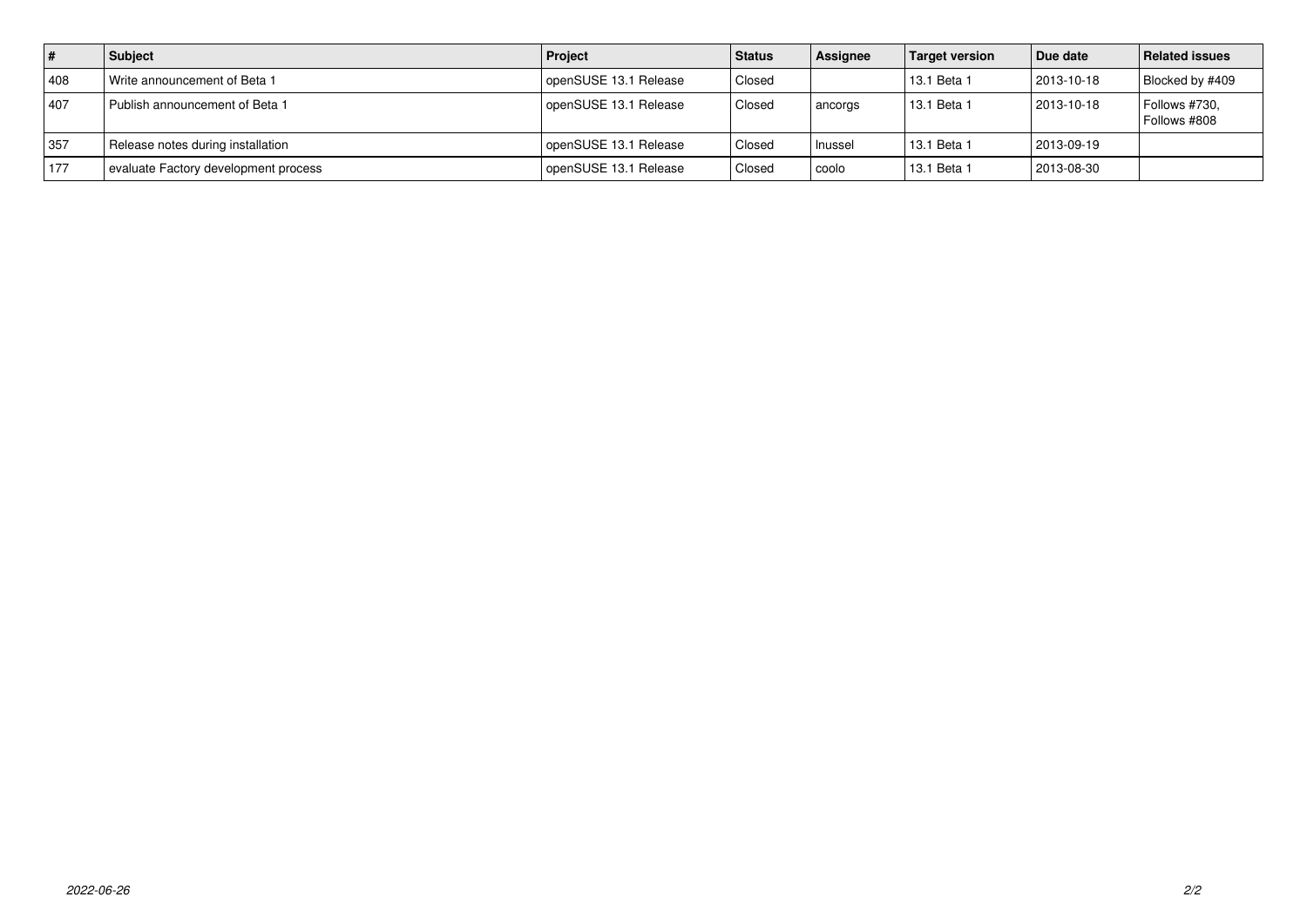| # | Subject | Project | Status | Assignee | Target version | Due date | Related issues |
|---|---|---|---|---|---|---|---|
| 408 | Write announcement of Beta 1 | openSUSE 13.1 Release | Closed | | 13.1 Beta 1 | 2013-10-18 | Blocked by #409 |
| 407 | Publish announcement of Beta 1 | openSUSE 13.1 Release | Closed | ancorgs | 13.1 Beta 1 | 2013-10-18 | Follows #730, Follows #808 |
| 357 | Release notes during installation | openSUSE 13.1 Release | Closed | lnussel | 13.1 Beta 1 | 2013-09-19 | |
| 177 | evaluate Factory development process | openSUSE 13.1 Release | Closed | coolo | 13.1 Beta 1 | 2013-08-30 | |